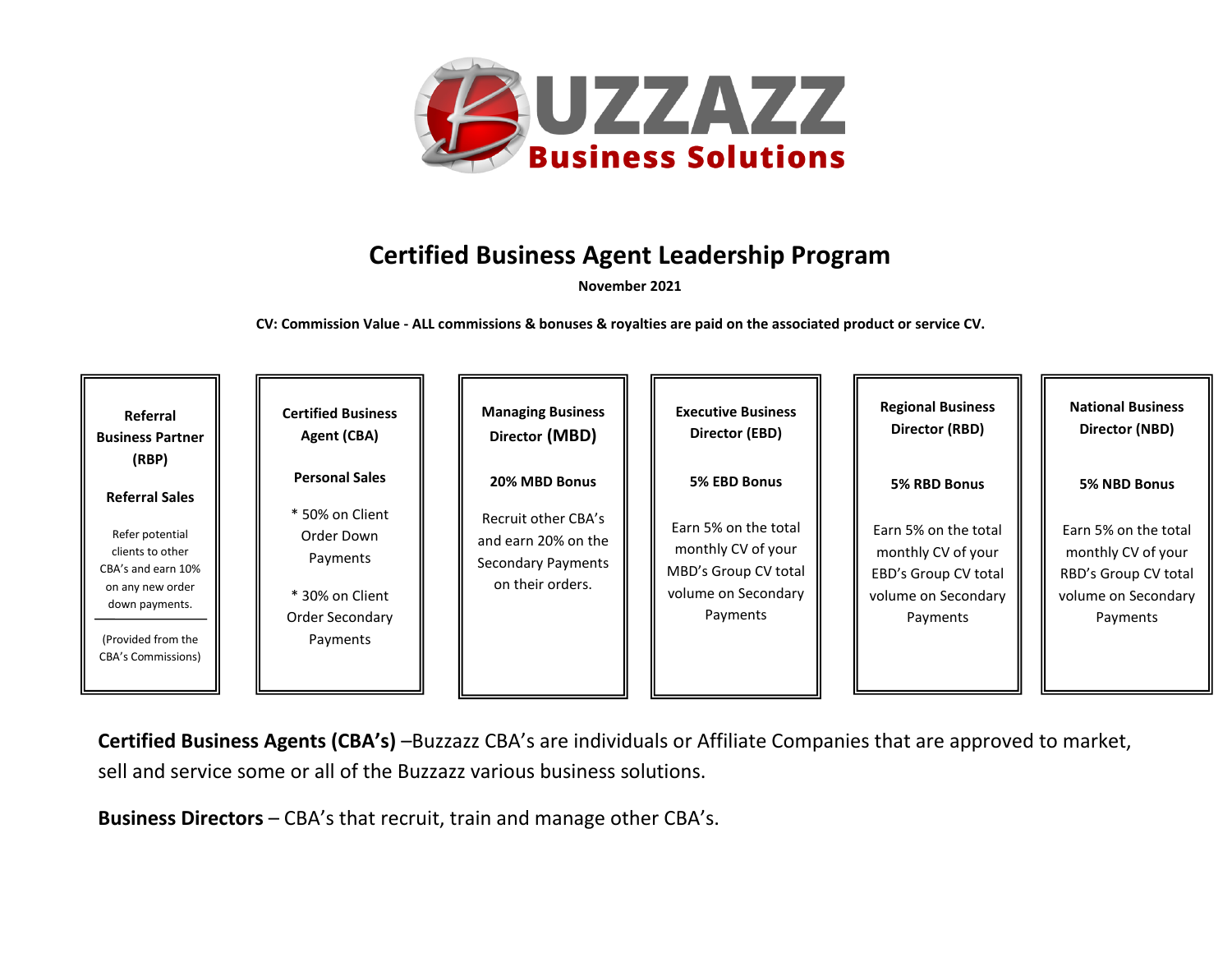BUZZAZZ Business Solutions

# Certified Business Agent Leadership Program

**November 2021**

**CV: Commission Value - ALL commissions & bonuses & royalties are paid on the associated product or service CV.**

| Referral Business Partner (RBP) | Certified Business Agent (CBA) | Managing Business Director (MBD) | Executive Business Director (EBD) | Regional Business Director (RBD) | National Business Director (NBD) |
|---|---|---|---|---|---|
| **Referral Sales** | **Personal Sales** | **20% MBD Bonus** | **5% EBD Bonus** | **5% RBD Bonus** | **5% NBD Bonus** |
| Refer potential clients to other CBA's and earn 10% on any new order down payments. (Provided from the CBA's Commissions) | * 50% on Client Order Down Payments * 30% on Client Order Secondary Payments | Recruit other CBA's and earn 20% on the Secondary Payments on their orders. | Earn 5% on the total monthly CV of your MBD's Group CV total volume on Secondary Payments | Earn 5% on the total monthly CV of your EBD's Group CV total volume on Secondary Payments | Earn 5% on the total monthly CV of your RBD's Group CV total volume on Secondary Payments |

**Certified Business Agents (CBA's)** –Buzzazz CBA's are individuals or Affiliate Companies that are approved to market, sell and service some or all of the Buzzazz various business solutions.

**Business Directors** – CBA's that recruit, train and manage other CBA's.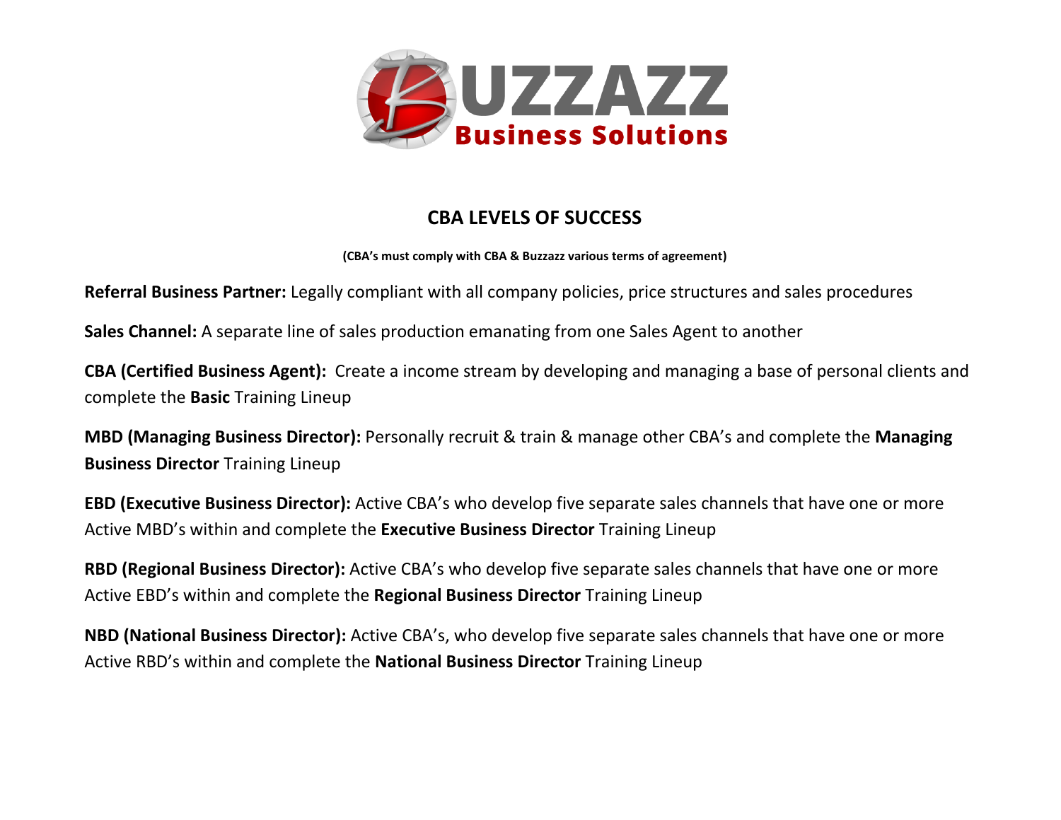# CBA LEVELS OF SUCCESS

**(CBA's must comply with CBA & Buzzazz various terms of agreement)**

**Referral Business Partner:** Legally compliant with all company policies, price structures and sales procedures

**Sales Channel:** A separate line of sales production emanating from one Sales Agent to another

**CBA (Certified Business Agent):** Create a income stream by developing and managing a base of personal clients and complete the **Basic** Training Lineup

**MBD (Managing Business Director):** Personally recruit & train & manage other CBA's and complete the **Managing Business Director** Training Lineup

**EBD (Executive Business Director):** Active CBA's who develop five separate sales channels that have one or more Active MBD's within and complete the **Executive Business Director** Training Lineup

**RBD (Regional Business Director):** Active CBA's who develop five separate sales channels that have one or more Active EBD's within and complete the **Regional Business Director** Training Lineup

**NBD (National Business Director):** Active CBA's, who develop five separate sales channels that have one or more Active RBD's within and complete the **National Business Director** Training Lineup